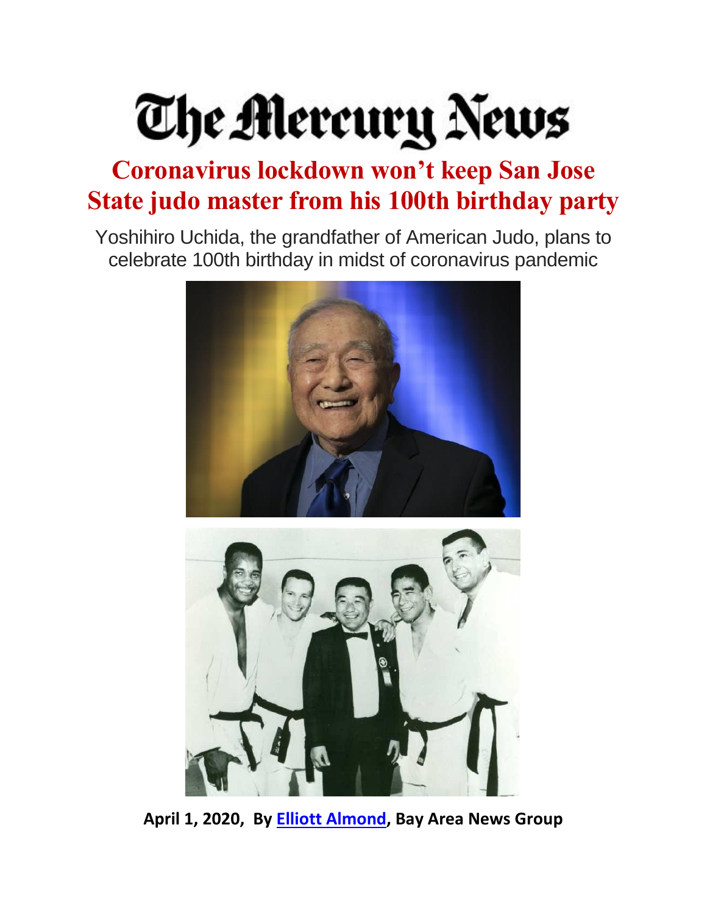# The Mercury News

## Coronavirus lockdown won't keep San Jose State judo master from his 100th birthday party

Yoshihiro Uchida, the grandfather of American Judo, plans to celebrate 100th birthday in midst of coronavirus pandemic

**April 1, 2020, By Elliott Almond, Bay Area News Group**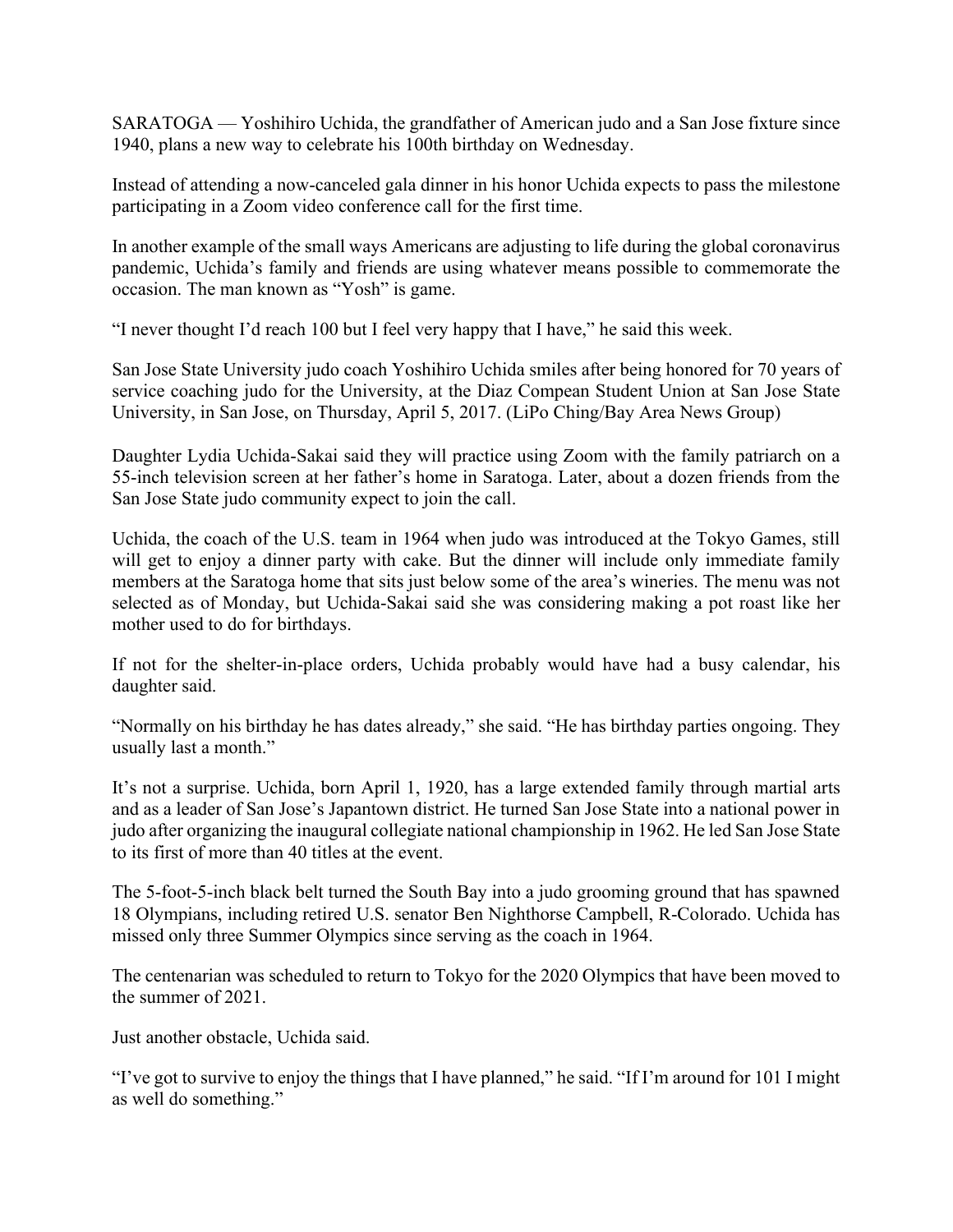SARATOGA — Yoshihiro Uchida, the grandfather of American judo and a San Jose fixture since 1940, plans a new way to celebrate his 100th birthday on Wednesday.

Instead of attending a now-canceled gala dinner in his honor Uchida expects to pass the milestone participating in a Zoom video conference call for the first time.

In another example of the small ways Americans are adjusting to life during the global coronavirus pandemic, Uchida's family and friends are using whatever means possible to commemorate the occasion. The man known as "Yosh" is game.

"I never thought I'd reach 100 but I feel very happy that I have," he said this week.

San Jose State University judo coach Yoshihiro Uchida smiles after being honored for 70 years of service coaching judo for the University, at the Diaz Compean Student Union at San Jose State University, in San Jose, on Thursday, April 5, 2017. (LiPo Ching/Bay Area News Group)

Daughter Lydia Uchida-Sakai said they will practice using Zoom with the family patriarch on a 55-inch television screen at her father's home in Saratoga. Later, about a dozen friends from the San Jose State judo community expect to join the call.

Uchida, the coach of the U.S. team in 1964 when judo was introduced at the Tokyo Games, still will get to enjoy a dinner party with cake. But the dinner will include only immediate family members at the Saratoga home that sits just below some of the area's wineries. The menu was not selected as of Monday, but Uchida-Sakai said she was considering making a pot roast like her mother used to do for birthdays.

If not for the shelter-in-place orders, Uchida probably would have had a busy calendar, his daughter said.

"Normally on his birthday he has dates already," she said. "He has birthday parties ongoing. They usually last a month."

It's not a surprise. Uchida, born April 1, 1920, has a large extended family through martial arts and as a leader of San Jose's Japantown district. He turned San Jose State into a national power in judo after organizing the inaugural collegiate national championship in 1962. He led San Jose State to its first of more than 40 titles at the event.

The 5-foot-5-inch black belt turned the South Bay into a judo grooming ground that has spawned 18 Olympians, including retired U.S. senator Ben Nighthorse Campbell, R-Colorado. Uchida has missed only three Summer Olympics since serving as the coach in 1964.

The centenarian was scheduled to return to Tokyo for the 2020 Olympics that have been moved to the summer of 2021.

Just another obstacle, Uchida said.

"I've got to survive to enjoy the things that I have planned," he said. "If I'm around for 101 I might as well do something."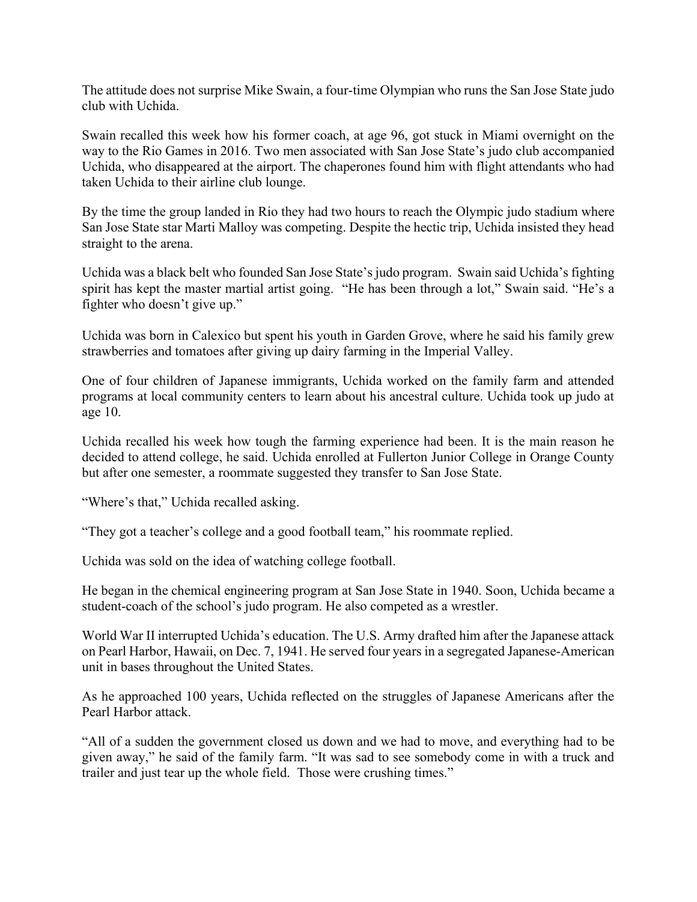The attitude does not surprise Mike Swain, a four-time Olympian who runs the San Jose State judo club with Uchida.

Swain recalled this week how his former coach, at age 96, got stuck in Miami overnight on the way to the Rio Games in 2016. Two men associated with San Jose State's judo club accompanied Uchida, who disappeared at the airport. The chaperones found him with flight attendants who had taken Uchida to their airline club lounge.

By the time the group landed in Rio they had two hours to reach the Olympic judo stadium where San Jose State star Marti Malloy was competing. Despite the hectic trip, Uchida insisted they head straight to the arena.

Uchida was a black belt who founded San Jose State's judo program. Swain said Uchida's fighting spirit has kept the master martial artist going. "He has been through a lot," Swain said. "He's a fighter who doesn't give up."

Uchida was born in Calexico but spent his youth in Garden Grove, where he said his family grew strawberries and tomatoes after giving up dairy farming in the Imperial Valley.

One of four children of Japanese immigrants, Uchida worked on the family farm and attended programs at local community centers to learn about his ancestral culture. Uchida took up judo at age 10.

Uchida recalled his week how tough the farming experience had been. It is the main reason he decided to attend college, he said. Uchida enrolled at Fullerton Junior College in Orange County but after one semester, a roommate suggested they transfer to San Jose State.

"Where's that," Uchida recalled asking.

"They got a teacher's college and a good football team," his roommate replied.

Uchida was sold on the idea of watching college football.

He began in the chemical engineering program at San Jose State in 1940. Soon, Uchida became a student-coach of the school's judo program. He also competed as a wrestler.

World War II interrupted Uchida's education. The U.S. Army drafted him after the Japanese attack on Pearl Harbor, Hawaii, on Dec. 7, 1941. He served four years in a segregated Japanese-American unit in bases throughout the United States.

As he approached 100 years, Uchida reflected on the struggles of Japanese Americans after the Pearl Harbor attack.

"All of a sudden the government closed us down and we had to move, and everything had to be given away," he said of the family farm. "It was sad to see somebody come in with a truck and trailer and just tear up the whole field. Those were crushing times."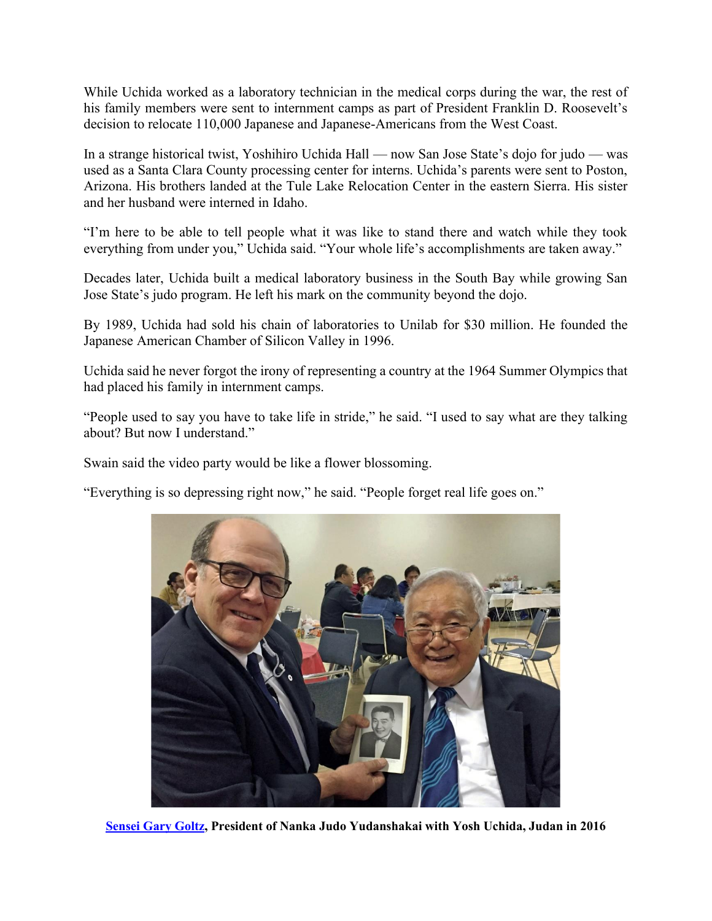While Uchida worked as a laboratory technician in the medical corps during the war, the rest of his family members were sent to internment camps as part of President Franklin D. Roosevelt's decision to relocate 110,000 Japanese and Japanese-Americans from the West Coast.

In a strange historical twist, Yoshihiro Uchida Hall — now San Jose State's dojo for judo — was used as a Santa Clara County processing center for interns. Uchida's parents were sent to Poston, Arizona. His brothers landed at the Tule Lake Relocation Center in the eastern Sierra. His sister and her husband were interned in Idaho.

"I'm here to be able to tell people what it was like to stand there and watch while they took everything from under you," Uchida said. "Your whole life's accomplishments are taken away."

Decades later, Uchida built a medical laboratory business in the South Bay while growing San Jose State's judo program. He left his mark on the community beyond the dojo.

By 1989, Uchida had sold his chain of laboratories to Unilab for $30 million. He founded the Japanese American Chamber of Silicon Valley in 1996.

Uchida said he never forgot the irony of representing a country at the 1964 Summer Olympics that had placed his family in internment camps.

"People used to say you have to take life in stride," he said. "I used to say what are they talking about? But now I understand."

Swain said the video party would be like a flower blossoming.

"Everything is so depressing right now," he said. "People forget real life goes on."

**Sensei Gary Goltz, President of Nanka Judo Yudanshakai with Yosh Uchida, Judan in 2016**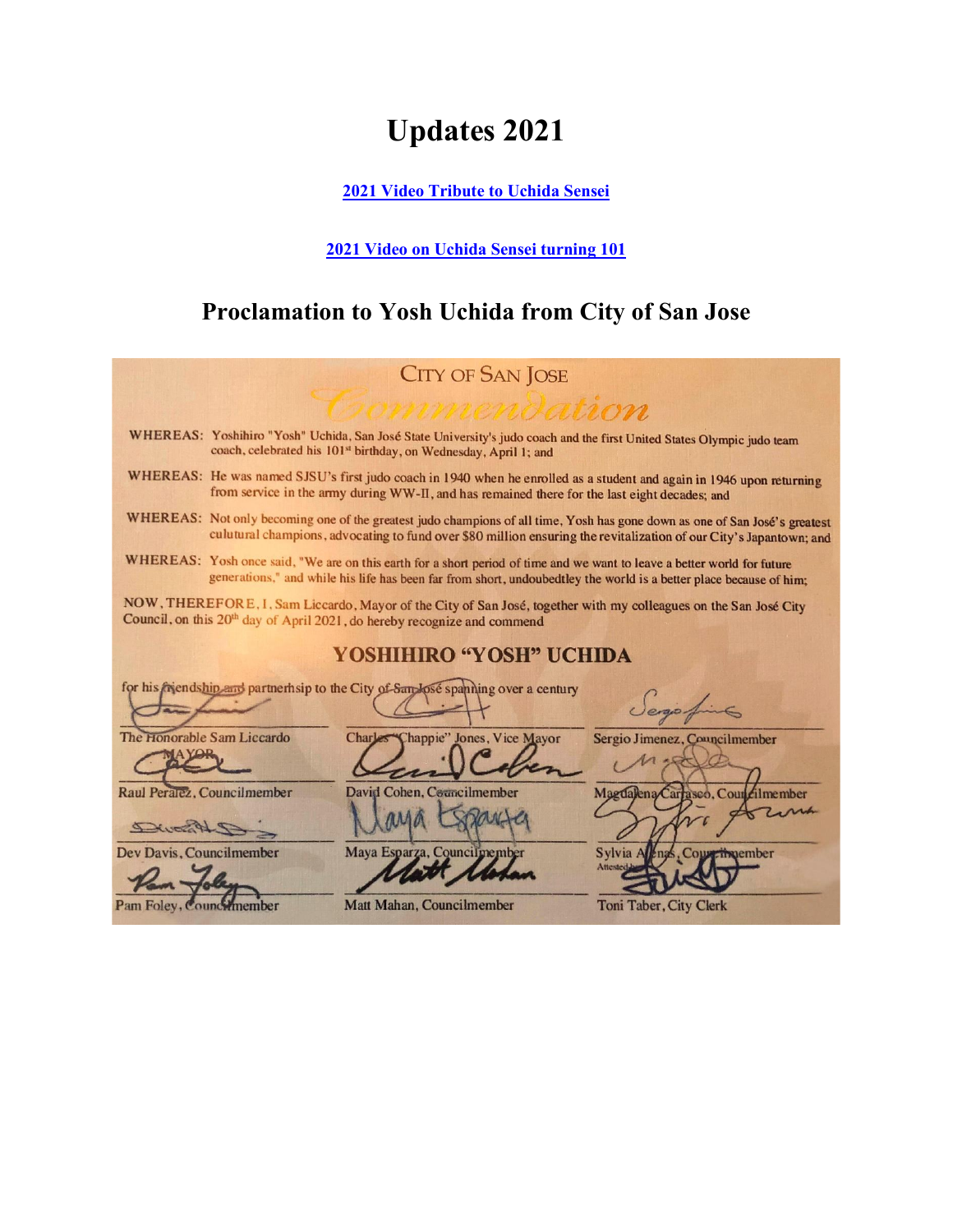# Updates 2021

[2021 Video Tribute to Uchida Sensei]

[2021 Video on Uchida Sensei turning 101]

## Proclamation to Yosh Uchida from City of San Jose

CITY OF SAN JOSE

*Commendation*

WHEREAS: Yoshihiro "Yosh" Uchida, San José State University's judo coach and the first United States Olympic judo team coach, celebrated his 101st birthday, on Wednesday, April 1; and

WHEREAS: He was named SJSU's first judo coach in 1940 when he enrolled as a student and again in 1946 upon returning from service in the army during WW-II, and has remained there for the last eight decades; and

WHEREAS: Not only becoming one of the greatest judo champions of all time, Yosh has gone down as one of San José's greatest culutural champions, advocating to fund over $80 million ensuring the revitalization of our City's Japantown; and

WHEREAS: Yosh once said, "We are on this earth for a short period of time and we want to leave a better world for future generations," and while his life has been far from short, undoubedtley the world is a better place because of him;

NOW, THEREFORE, I, Sam Liccardo, Mayor of the City of San José, together with my colleagues on the San José City Council, on this 20th day of April 2021, do hereby recognize and commend

### YOSHIHIRO "YOSH" UCHIDA

for his friendship and partnerhsip to the City of San José spanning over a century

| | | |
|---|---|---|
| The Honorable Sam Liccardo MAYOR | Charles "Chappie" Jones, Vice Mayor | Sergio Jimenez, Councilmember |
| Raul Peralez, Councilmember | David Cohen, Councilmember | Magdalena Carrasco, Councilmember |
| Dev Davis, Councilmember | Maya Esparza, Councilmember | Sylvia Arenas, Councilmember |
| Pam Foley, Councilmember | Matt Mahan, Councilmember | Attested by: Toni Taber, City Clerk |